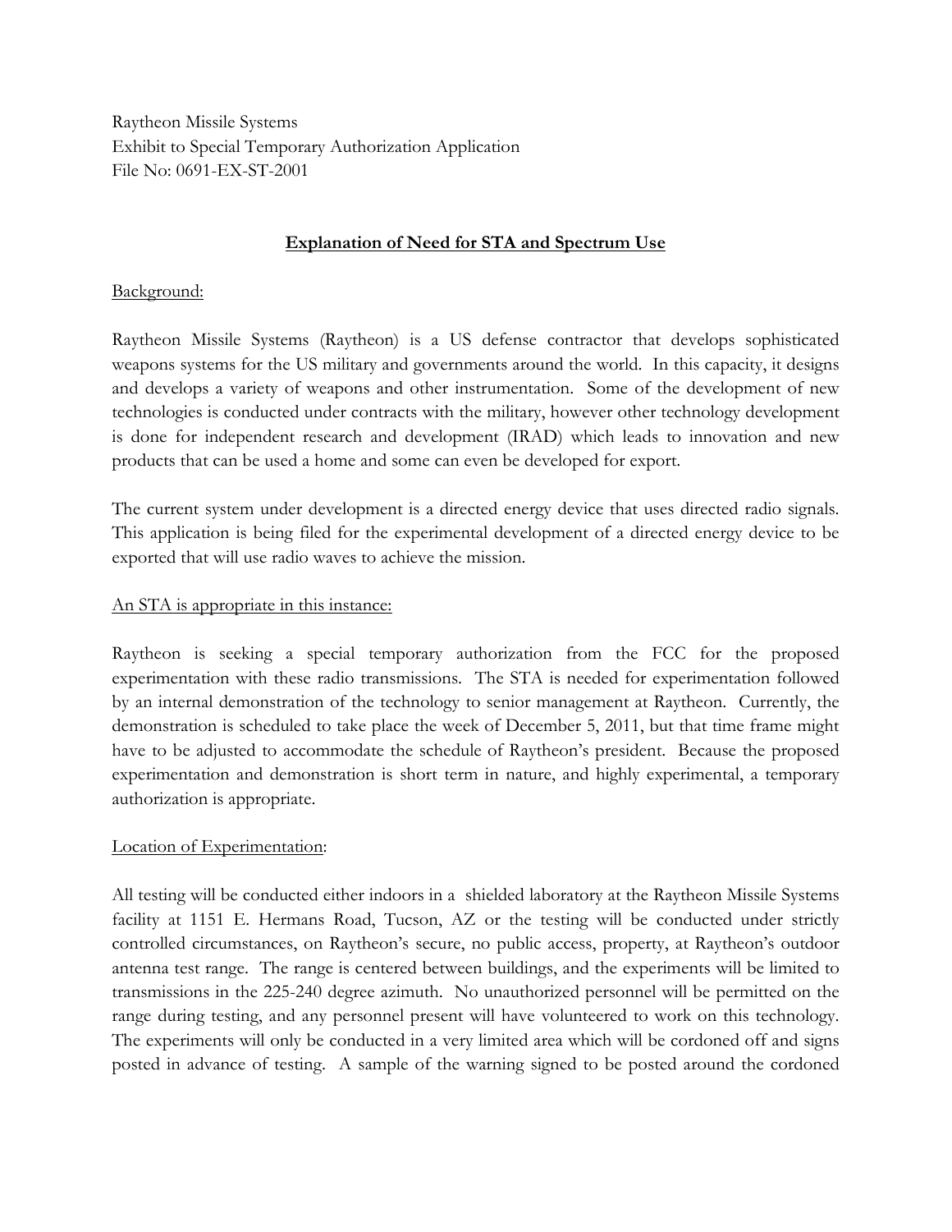Raytheon Missile Systems
Exhibit to Special Temporary Authorization Application
File No: 0691-EX-ST-2001

## Explanation of Need for STA and Spectrum Use

Background:

Raytheon Missile Systems (Raytheon) is a US defense contractor that develops sophisticated weapons systems for the US military and governments around the world. In this capacity, it designs and develops a variety of weapons and other instrumentation. Some of the development of new technologies is conducted under contracts with the military, however other technology development is done for independent research and development (IRAD) which leads to innovation and new products that can be used a home and some can even be developed for export.

The current system under development is a directed energy device that uses directed radio signals. This application is being filed for the experimental development of a directed energy device to be exported that will use radio waves to achieve the mission.

An STA is appropriate in this instance:

Raytheon is seeking a special temporary authorization from the FCC for the proposed experimentation with these radio transmissions. The STA is needed for experimentation followed by an internal demonstration of the technology to senior management at Raytheon. Currently, the demonstration is scheduled to take place the week of December 5, 2011, but that time frame might have to be adjusted to accommodate the schedule of Raytheon's president. Because the proposed experimentation and demonstration is short term in nature, and highly experimental, a temporary authorization is appropriate.

Location of Experimentation:

All testing will be conducted either indoors in a shielded laboratory at the Raytheon Missile Systems facility at 1151 E. Hermans Road, Tucson, AZ or the testing will be conducted under strictly controlled circumstances, on Raytheon's secure, no public access, property, at Raytheon's outdoor antenna test range. The range is centered between buildings, and the experiments will be limited to transmissions in the 225-240 degree azimuth. No unauthorized personnel will be permitted on the range during testing, and any personnel present will have volunteered to work on this technology. The experiments will only be conducted in a very limited area which will be cordoned off and signs posted in advance of testing. A sample of the warning signed to be posted around the cordoned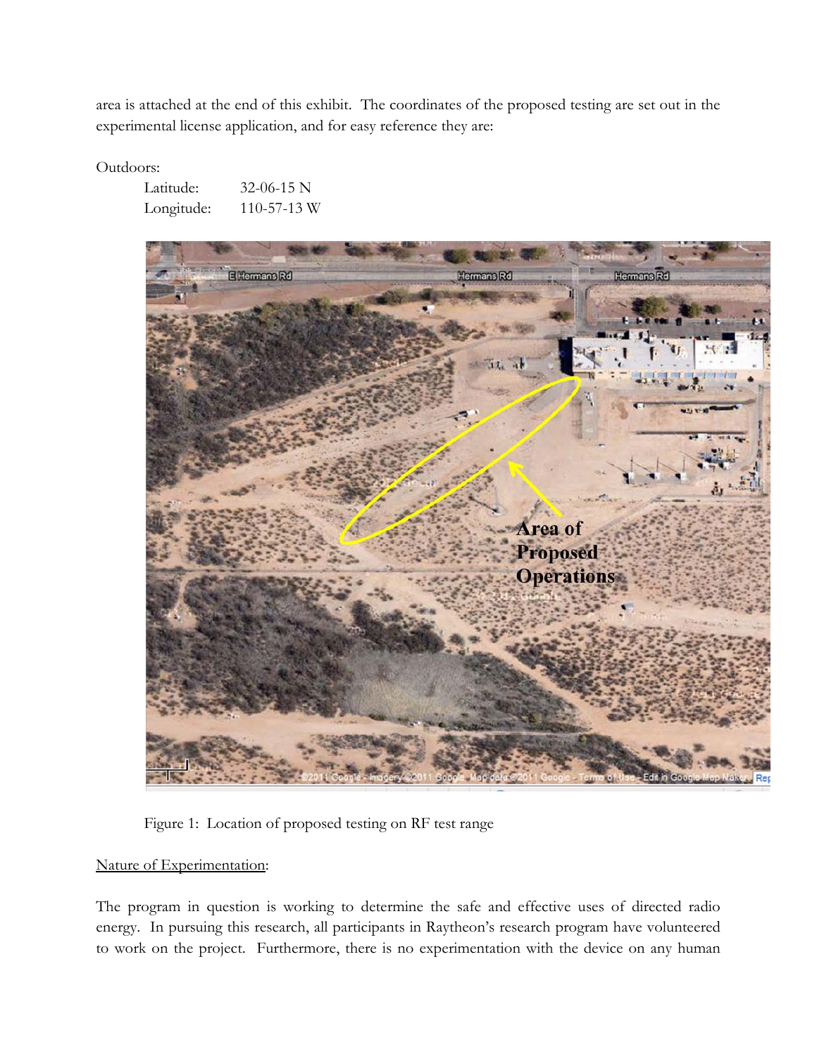area is attached at the end of this exhibit. The coordinates of the proposed testing are set out in the experimental license application, and for easy reference they are:

Outdoors:

Latitude: 32-06-15 N
Longitude: 110-57-13 W

Figure 1: Location of proposed testing on RF test range

<u>Nature of Experimentation</u>:

The program in question is working to determine the safe and effective uses of directed radio energy. In pursuing this research, all participants in Raytheon's research program have volunteered to work on the project. Furthermore, there is no experimentation with the device on any human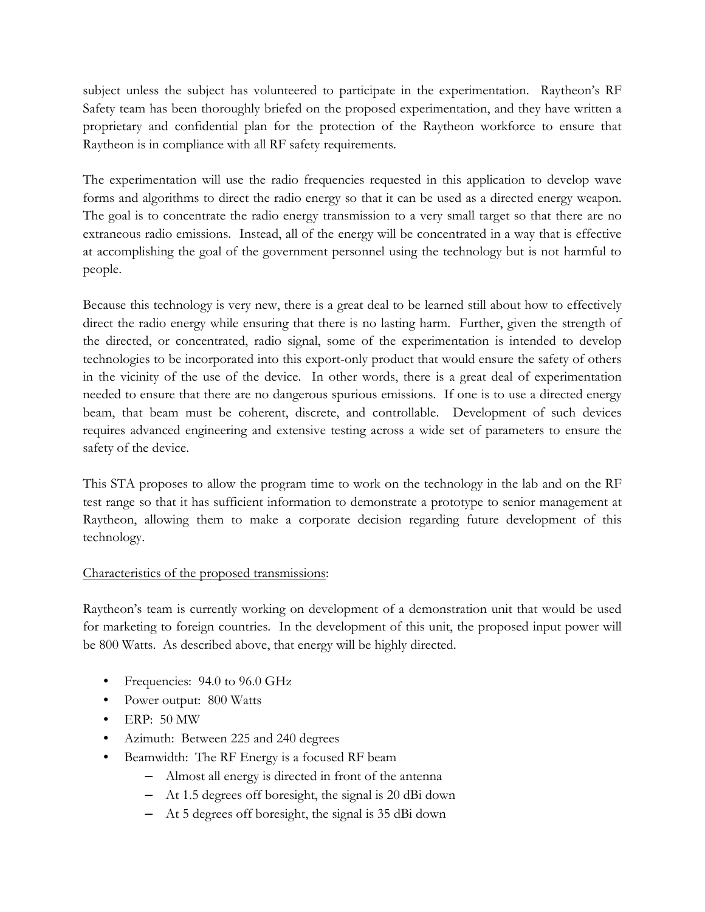subject unless the subject has volunteered to participate in the experimentation. Raytheon's RF Safety team has been thoroughly briefed on the proposed experimentation, and they have written a proprietary and confidential plan for the protection of the Raytheon workforce to ensure that Raytheon is in compliance with all RF safety requirements.

The experimentation will use the radio frequencies requested in this application to develop wave forms and algorithms to direct the radio energy so that it can be used as a directed energy weapon. The goal is to concentrate the radio energy transmission to a very small target so that there are no extraneous radio emissions. Instead, all of the energy will be concentrated in a way that is effective at accomplishing the goal of the government personnel using the technology but is not harmful to people.

Because this technology is very new, there is a great deal to be learned still about how to effectively direct the radio energy while ensuring that there is no lasting harm. Further, given the strength of the directed, or concentrated, radio signal, some of the experimentation is intended to develop technologies to be incorporated into this export-only product that would ensure the safety of others in the vicinity of the use of the device. In other words, there is a great deal of experimentation needed to ensure that there are no dangerous spurious emissions. If one is to use a directed energy beam, that beam must be coherent, discrete, and controllable. Development of such devices requires advanced engineering and extensive testing across a wide set of parameters to ensure the safety of the device.

This STA proposes to allow the program time to work on the technology in the lab and on the RF test range so that it has sufficient information to demonstrate a prototype to senior management at Raytheon, allowing them to make a corporate decision regarding future development of this technology.

<u>Characteristics of the proposed transmissions</u>:

Raytheon's team is currently working on development of a demonstration unit that would be used for marketing to foreign countries. In the development of this unit, the proposed input power will be 800 Watts. As described above, that energy will be highly directed.

- Frequencies: 94.0 to 96.0 GHz
- Power output: 800 Watts
- ERP: 50 MW
- Azimuth: Between 225 and 240 degrees
- Beamwidth: The RF Energy is a focused RF beam
  - Almost all energy is directed in front of the antenna
  - At 1.5 degrees off boresight, the signal is 20 dBi down
  - At 5 degrees off boresight, the signal is 35 dBi down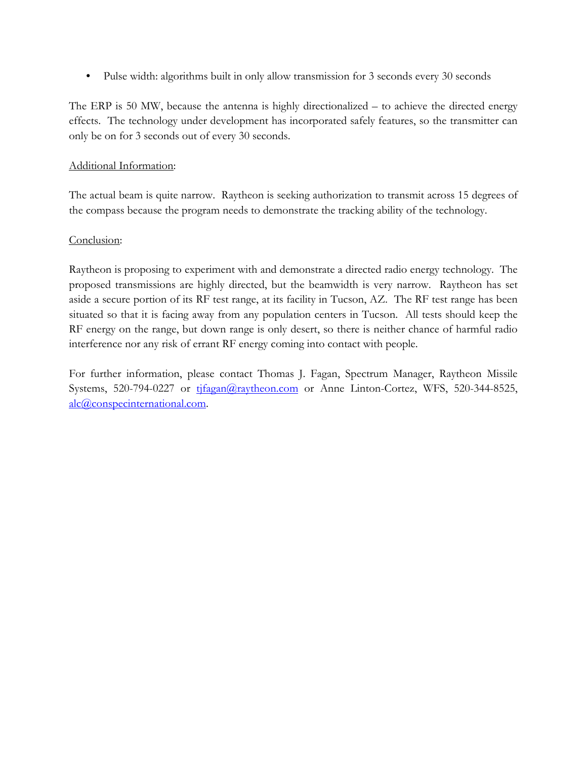- Pulse width: algorithms built in only allow transmission for 3 seconds every 30 seconds

The ERP is 50 MW, because the antenna is highly directionalized – to achieve the directed energy effects. The technology under development has incorporated safely features, so the transmitter can only be on for 3 seconds out of every 30 seconds.

<u>Additional Information</u>:

The actual beam is quite narrow. Raytheon is seeking authorization to transmit across 15 degrees of the compass because the program needs to demonstrate the tracking ability of the technology.

<u>Conclusion</u>:

Raytheon is proposing to experiment with and demonstrate a directed radio energy technology. The proposed transmissions are highly directed, but the beamwidth is very narrow. Raytheon has set aside a secure portion of its RF test range, at its facility in Tucson, AZ. The RF test range has been situated so that it is facing away from any population centers in Tucson. All tests should keep the RF energy on the range, but down range is only desert, so there is neither chance of harmful radio interference nor any risk of errant RF energy coming into contact with people.

For further information, please contact Thomas J. Fagan, Spectrum Manager, Raytheon Missile Systems, 520-794-0227 or tjfagan@raytheon.com or Anne Linton-Cortez, WFS, 520-344-8525, alc@conspecinternational.com.